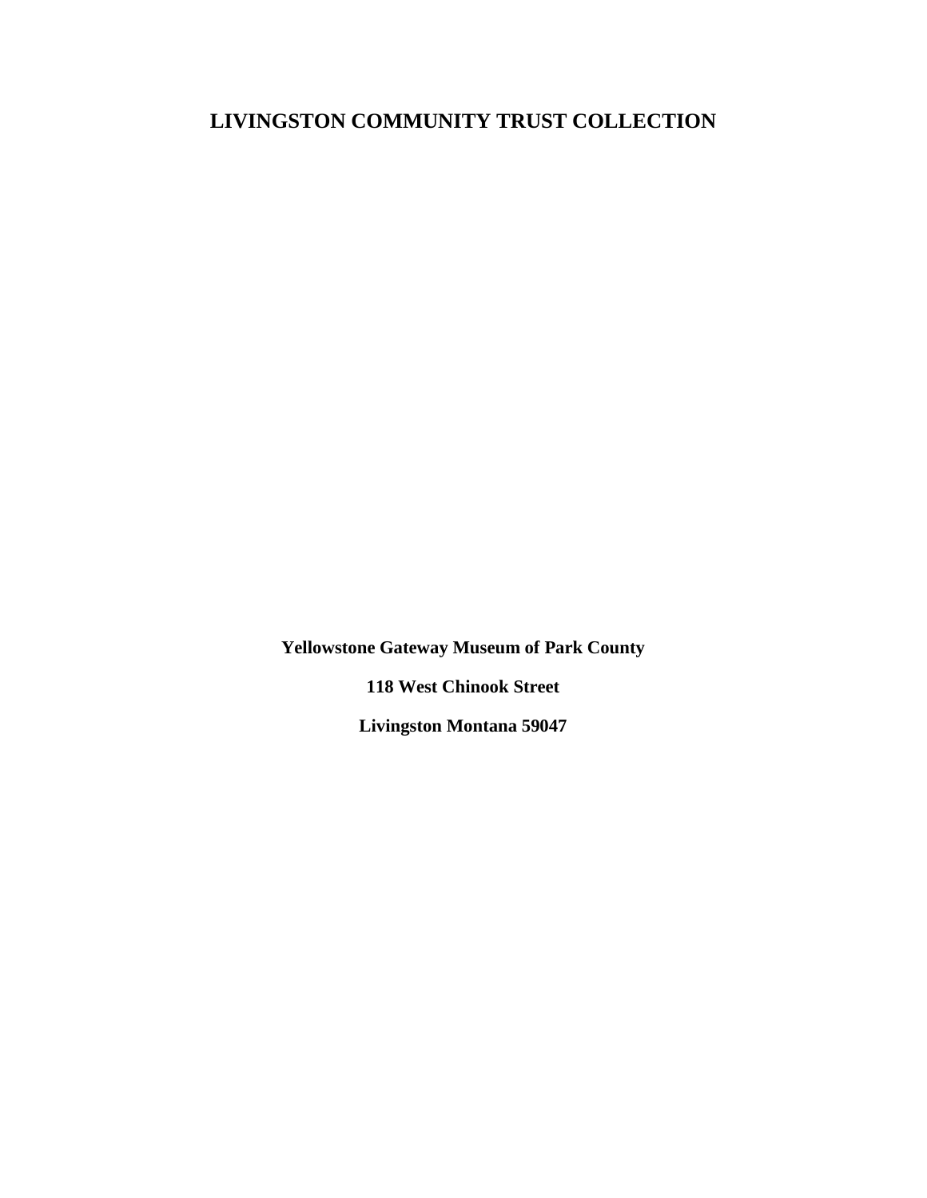# LIVINGSTON COMMUNITY TRUST COLLECTION

**Yellowstone Gateway Museum of Park County**

**118 West Chinook Street**

**Livingston Montana 59047**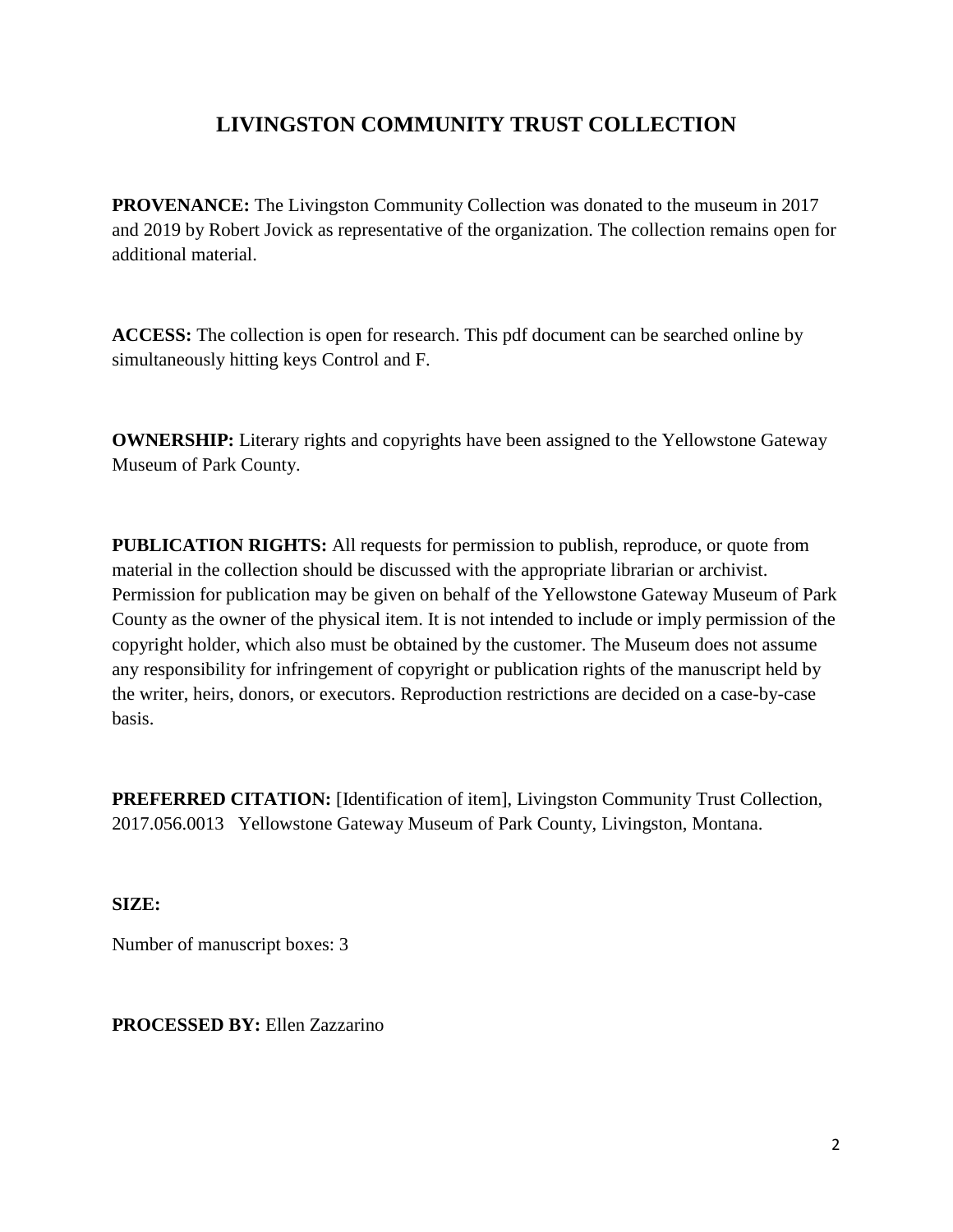# LIVINGSTON COMMUNITY TRUST COLLECTION

**PROVENANCE:** The Livingston Community Collection was donated to the museum in 2017 and 2019 by Robert Jovick as representative of the organization. The collection remains open for additional material.

**ACCESS:** The collection is open for research. This pdf document can be searched online by simultaneously hitting keys Control and F.

**OWNERSHIP:** Literary rights and copyrights have been assigned to the Yellowstone Gateway Museum of Park County.

**PUBLICATION RIGHTS:** All requests for permission to publish, reproduce, or quote from material in the collection should be discussed with the appropriate librarian or archivist. Permission for publication may be given on behalf of the Yellowstone Gateway Museum of Park County as the owner of the physical item. It is not intended to include or imply permission of the copyright holder, which also must be obtained by the customer. The Museum does not assume any responsibility for infringement of copyright or publication rights of the manuscript held by the writer, heirs, donors, or executors. Reproduction restrictions are decided on a case-by-case basis.

**PREFERRED CITATION:** [Identification of item], Livingston Community Trust Collection, 2017.056.0013 Yellowstone Gateway Museum of Park County, Livingston, Montana.

**SIZE:**

Number of manuscript boxes: 3

**PROCESSED BY:** Ellen Zazzarino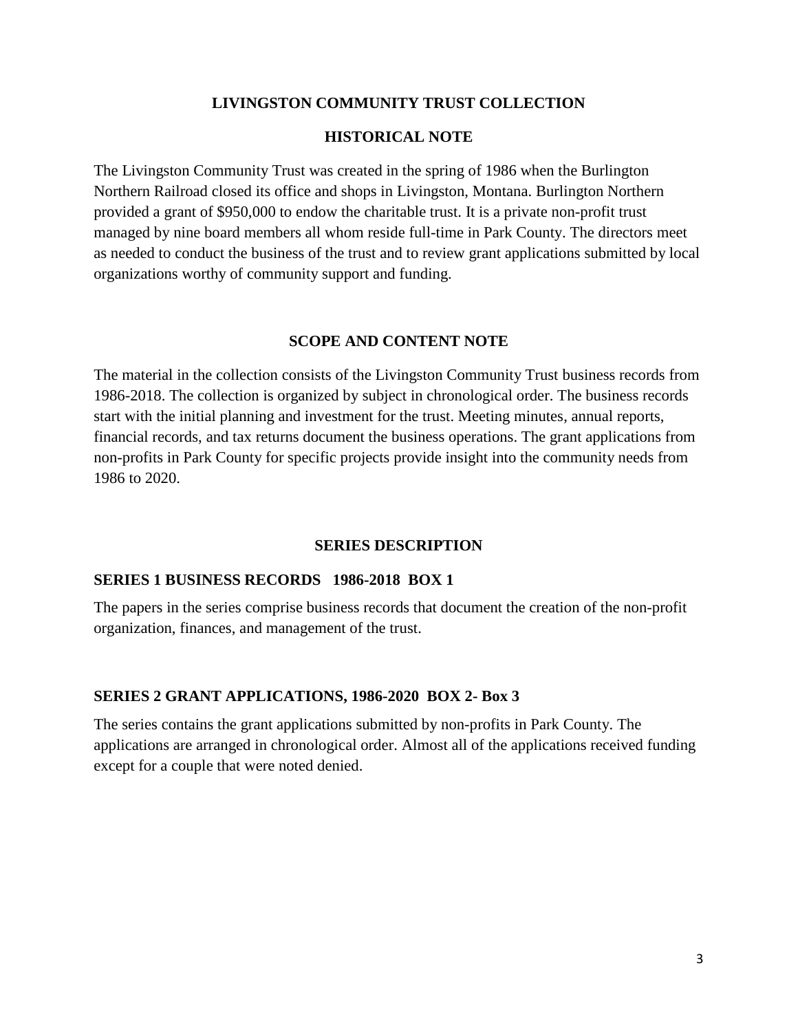# LIVINGSTON COMMUNITY TRUST COLLECTION

## HISTORICAL NOTE

The Livingston Community Trust was created in the spring of 1986 when the Burlington Northern Railroad closed its office and shops in Livingston, Montana. Burlington Northern provided a grant of $950,000 to endow the charitable trust. It is a private non-profit trust managed by nine board members all whom reside full-time in Park County. The directors meet as needed to conduct the business of the trust and to review grant applications submitted by local organizations worthy of community support and funding.

## SCOPE AND CONTENT NOTE

The material in the collection consists of the Livingston Community Trust business records from 1986-2018. The collection is organized by subject in chronological order. The business records start with the initial planning and investment for the trust. Meeting minutes, annual reports, financial records, and tax returns document the business operations. The grant applications from non-profits in Park County for specific projects provide insight into the community needs from 1986 to 2020.

## SERIES DESCRIPTION

### SERIES 1 BUSINESS RECORDS 1986-2018 BOX 1

The papers in the series comprise business records that document the creation of the non-profit organization, finances, and management of the trust.

### SERIES 2 GRANT APPLICATIONS, 1986-2020 BOX 2- Box 3

The series contains the grant applications submitted by non-profits in Park County. The applications are arranged in chronological order. Almost all of the applications received funding except for a couple that were noted denied.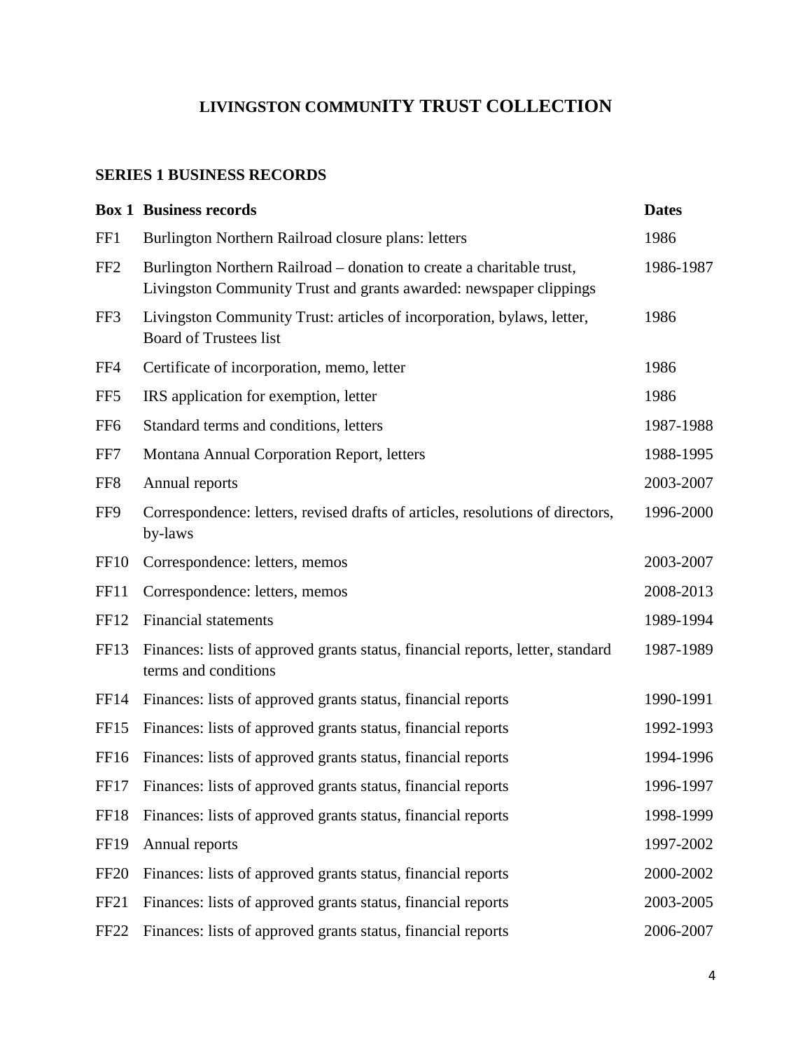# LIVINGSTON COMMUNITY TRUST COLLECTION

## SERIES 1 BUSINESS RECORDS

| Box 1 | Business records | Dates |
|---|---|---|
| FF1 | Burlington Northern Railroad closure plans: letters | 1986 |
| FF2 | Burlington Northern Railroad – donation to create a charitable trust, Livingston Community Trust and grants awarded: newspaper clippings | 1986-1987 |
| FF3 | Livingston Community Trust: articles of incorporation, bylaws, letter, Board of Trustees list | 1986 |
| FF4 | Certificate of incorporation, memo, letter | 1986 |
| FF5 | IRS application for exemption, letter | 1986 |
| FF6 | Standard terms and conditions, letters | 1987-1988 |
| FF7 | Montana Annual Corporation Report, letters | 1988-1995 |
| FF8 | Annual reports | 2003-2007 |
| FF9 | Correspondence: letters, revised drafts of articles, resolutions of directors, by-laws | 1996-2000 |
| FF10 | Correspondence: letters, memos | 2003-2007 |
| FF11 | Correspondence: letters, memos | 2008-2013 |
| FF12 | Financial statements | 1989-1994 |
| FF13 | Finances: lists of approved grants status, financial reports, letter, standard terms and conditions | 1987-1989 |
| FF14 | Finances: lists of approved grants status, financial reports | 1990-1991 |
| FF15 | Finances: lists of approved grants status, financial reports | 1992-1993 |
| FF16 | Finances: lists of approved grants status, financial reports | 1994-1996 |
| FF17 | Finances: lists of approved grants status, financial reports | 1996-1997 |
| FF18 | Finances: lists of approved grants status, financial reports | 1998-1999 |
| FF19 | Annual reports | 1997-2002 |
| FF20 | Finances: lists of approved grants status, financial reports | 2000-2002 |
| FF21 | Finances: lists of approved grants status, financial reports | 2003-2005 |
| FF22 | Finances: lists of approved grants status, financial reports | 2006-2007 |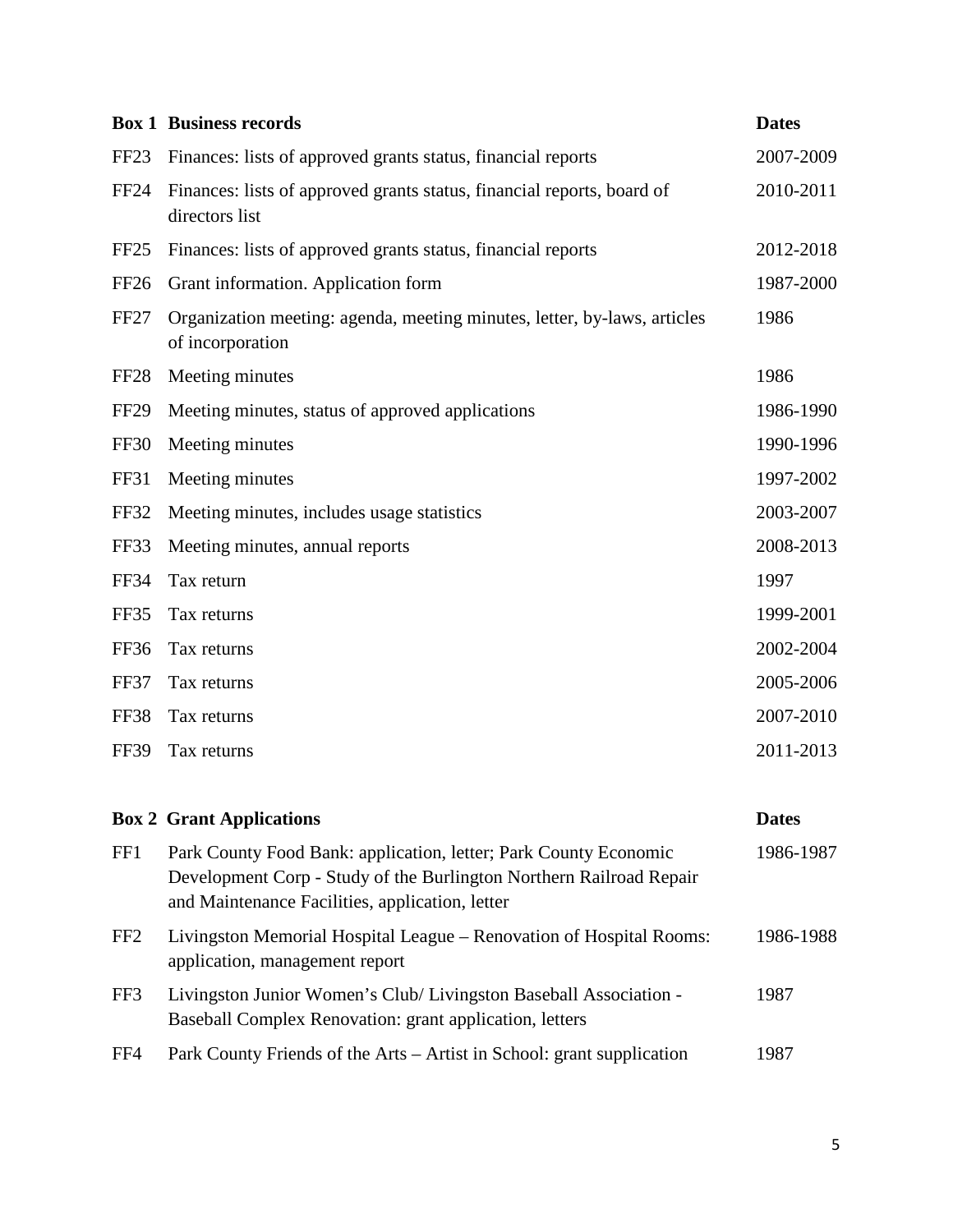| Box 1 | Business records | Dates |
|---|---|---|
| FF23 | Finances: lists of approved grants status, financial reports | 2007-2009 |
| FF24 | Finances: lists of approved grants status, financial reports, board of directors list | 2010-2011 |
| FF25 | Finances: lists of approved grants status, financial reports | 2012-2018 |
| FF26 | Grant information. Application form | 1987-2000 |
| FF27 | Organization meeting: agenda, meeting minutes, letter, by-laws, articles of incorporation | 1986 |
| FF28 | Meeting minutes | 1986 |
| FF29 | Meeting minutes, status of approved applications | 1986-1990 |
| FF30 | Meeting minutes | 1990-1996 |
| FF31 | Meeting minutes | 1997-2002 |
| FF32 | Meeting minutes, includes usage statistics | 2003-2007 |
| FF33 | Meeting minutes, annual reports | 2008-2013 |
| FF34 | Tax return | 1997 |
| FF35 | Tax returns | 1999-2001 |
| FF36 | Tax returns | 2002-2004 |
| FF37 | Tax returns | 2005-2006 |
| FF38 | Tax returns | 2007-2010 |
| FF39 | Tax returns | 2011-2013 |

| Box 2 | Grant Applications | Dates |
|---|---|---|
| FF1 | Park County Food Bank: application, letter; Park County Economic Development Corp - Study of the Burlington Northern Railroad Repair and Maintenance Facilities, application, letter | 1986-1987 |
| FF2 | Livingston Memorial Hospital League – Renovation of Hospital Rooms: application, management report | 1986-1988 |
| FF3 | Livingston Junior Women's Club/ Livingston Baseball Association - Baseball Complex Renovation: grant application, letters | 1987 |
| FF4 | Park County Friends of the Arts – Artist in School: grant supplication | 1987 |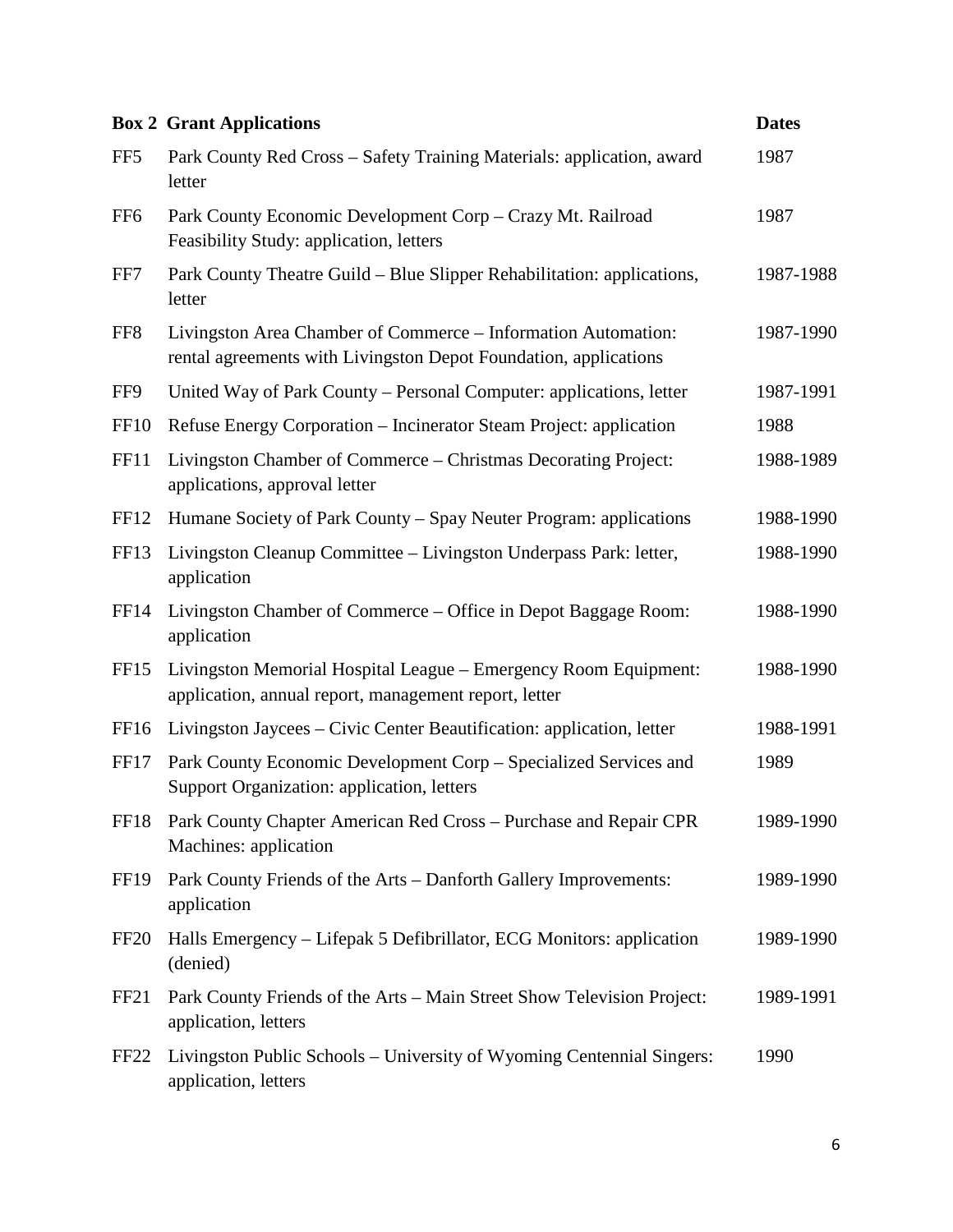| Box 2 | Grant Applications | Dates |
| --- | --- | --- |
| FF5 | Park County Red Cross – Safety Training Materials: application, award letter | 1987 |
| FF6 | Park County Economic Development Corp – Crazy Mt. Railroad Feasibility Study: application, letters | 1987 |
| FF7 | Park County Theatre Guild – Blue Slipper Rehabilitation: applications, letter | 1987-1988 |
| FF8 | Livingston Area Chamber of Commerce – Information Automation: rental agreements with Livingston Depot Foundation, applications | 1987-1990 |
| FF9 | United Way of Park County – Personal Computer: applications, letter | 1987-1991 |
| FF10 | Refuse Energy Corporation – Incinerator Steam Project: application | 1988 |
| FF11 | Livingston Chamber of Commerce – Christmas Decorating Project: applications, approval letter | 1988-1989 |
| FF12 | Humane Society of Park County – Spay Neuter Program: applications | 1988-1990 |
| FF13 | Livingston Cleanup Committee – Livingston Underpass Park: letter, application | 1988-1990 |
| FF14 | Livingston Chamber of Commerce – Office in Depot Baggage Room: application | 1988-1990 |
| FF15 | Livingston Memorial Hospital League – Emergency Room Equipment: application, annual report, management report, letter | 1988-1990 |
| FF16 | Livingston Jaycees – Civic Center Beautification: application, letter | 1988-1991 |
| FF17 | Park County Economic Development Corp – Specialized Services and Support Organization: application, letters | 1989 |
| FF18 | Park County Chapter American Red Cross – Purchase and Repair CPR Machines: application | 1989-1990 |
| FF19 | Park County Friends of the Arts – Danforth Gallery Improvements: application | 1989-1990 |
| FF20 | Halls Emergency – Lifepak 5 Defibrillator, ECG Monitors: application (denied) | 1989-1990 |
| FF21 | Park County Friends of the Arts – Main Street Show Television Project: application, letters | 1989-1991 |
| FF22 | Livingston Public Schools – University of Wyoming Centennial Singers: application, letters | 1990 |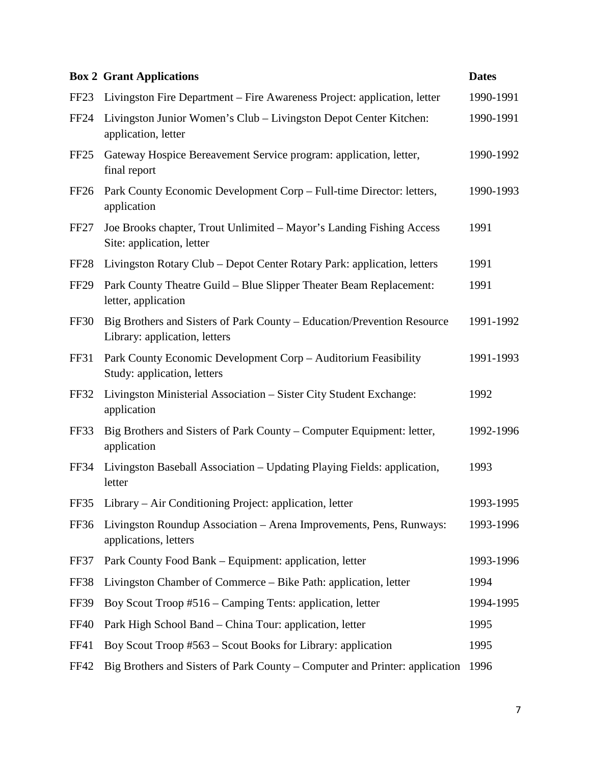| Box 2 | Grant Applications | Dates |
|---|---|---|
| FF23 | Livingston Fire Department – Fire Awareness Project: application, letter | 1990-1991 |
| FF24 | Livingston Junior Women's Club – Livingston Depot Center Kitchen: application, letter | 1990-1991 |
| FF25 | Gateway Hospice Bereavement Service program: application, letter, final report | 1990-1992 |
| FF26 | Park County Economic Development Corp – Full-time Director: letters, application | 1990-1993 |
| FF27 | Joe Brooks chapter, Trout Unlimited – Mayor's Landing Fishing Access Site: application, letter | 1991 |
| FF28 | Livingston Rotary Club – Depot Center Rotary Park: application, letters | 1991 |
| FF29 | Park County Theatre Guild – Blue Slipper Theater Beam Replacement: letter, application | 1991 |
| FF30 | Big Brothers and Sisters of Park County – Education/Prevention Resource Library: application, letters | 1991-1992 |
| FF31 | Park County Economic Development Corp – Auditorium Feasibility Study: application, letters | 1991-1993 |
| FF32 | Livingston Ministerial Association – Sister City Student Exchange: application | 1992 |
| FF33 | Big Brothers and Sisters of Park County – Computer Equipment: letter, application | 1992-1996 |
| FF34 | Livingston Baseball Association – Updating Playing Fields: application, letter | 1993 |
| FF35 | Library – Air Conditioning Project: application, letter | 1993-1995 |
| FF36 | Livingston Roundup Association – Arena Improvements, Pens, Runways: applications, letters | 1993-1996 |
| FF37 | Park County Food Bank – Equipment: application, letter | 1993-1996 |
| FF38 | Livingston Chamber of Commerce – Bike Path: application, letter | 1994 |
| FF39 | Boy Scout Troop #516 – Camping Tents: application, letter | 1994-1995 |
| FF40 | Park High School Band – China Tour: application, letter | 1995 |
| FF41 | Boy Scout Troop #563 – Scout Books for Library: application | 1995 |
| FF42 | Big Brothers and Sisters of Park County – Computer and Printer: application | 1996 |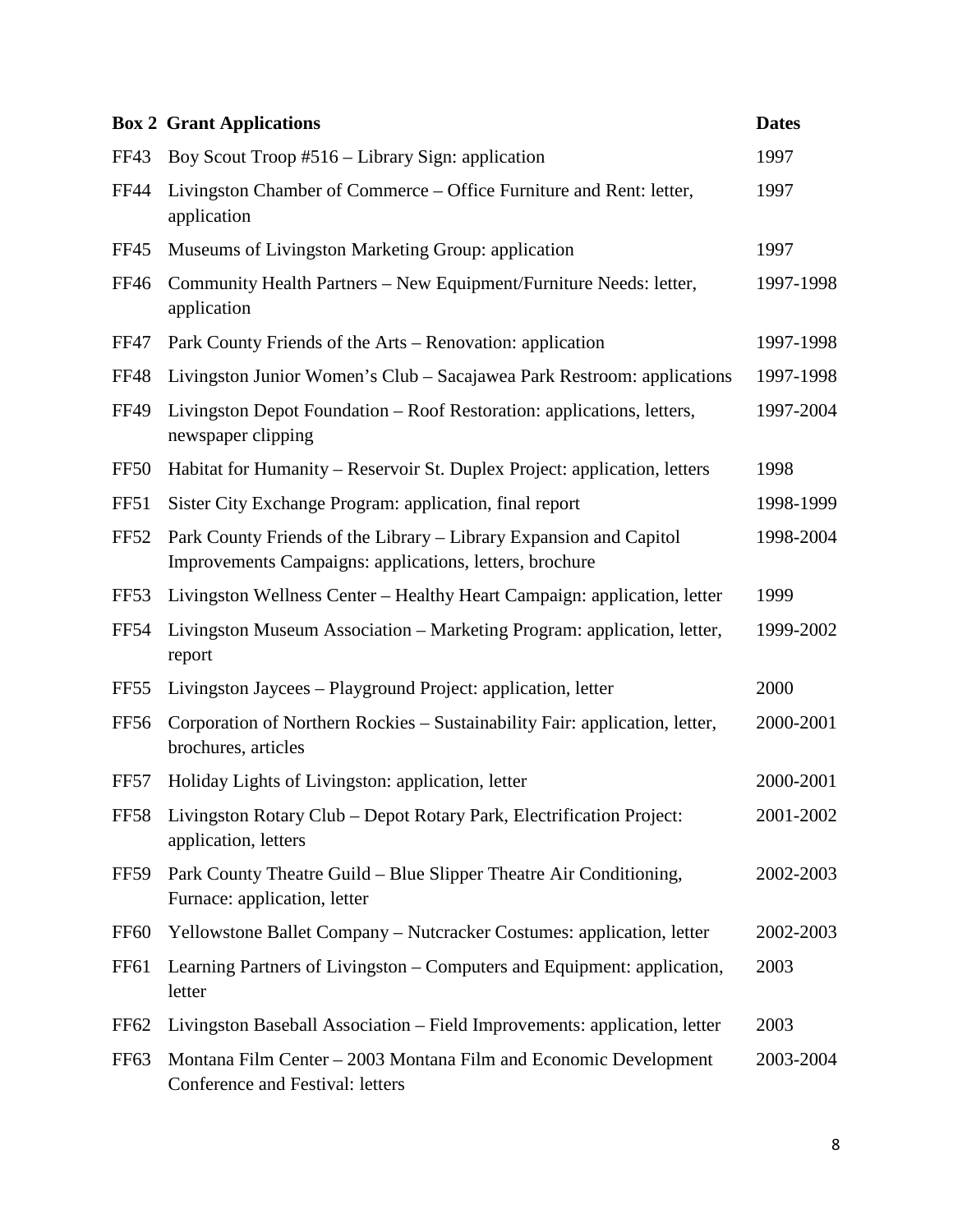| Box 2 | Grant Applications | Dates |
|---|---|---|
| FF43 | Boy Scout Troop #516 – Library Sign: application | 1997 |
| FF44 | Livingston Chamber of Commerce – Office Furniture and Rent: letter, application | 1997 |
| FF45 | Museums of Livingston Marketing Group: application | 1997 |
| FF46 | Community Health Partners – New Equipment/Furniture Needs: letter, application | 1997-1998 |
| FF47 | Park County Friends of the Arts – Renovation: application | 1997-1998 |
| FF48 | Livingston Junior Women's Club – Sacajawea Park Restroom: applications | 1997-1998 |
| FF49 | Livingston Depot Foundation – Roof Restoration: applications, letters, newspaper clipping | 1997-2004 |
| FF50 | Habitat for Humanity – Reservoir St. Duplex Project: application, letters | 1998 |
| FF51 | Sister City Exchange Program: application, final report | 1998-1999 |
| FF52 | Park County Friends of the Library – Library Expansion and Capitol Improvements Campaigns: applications, letters, brochure | 1998-2004 |
| FF53 | Livingston Wellness Center – Healthy Heart Campaign: application, letter | 1999 |
| FF54 | Livingston Museum Association – Marketing Program: application, letter, report | 1999-2002 |
| FF55 | Livingston Jaycees – Playground Project: application, letter | 2000 |
| FF56 | Corporation of Northern Rockies – Sustainability Fair: application, letter, brochures, articles | 2000-2001 |
| FF57 | Holiday Lights of Livingston: application, letter | 2000-2001 |
| FF58 | Livingston Rotary Club – Depot Rotary Park, Electrification Project: application, letters | 2001-2002 |
| FF59 | Park County Theatre Guild – Blue Slipper Theatre Air Conditioning, Furnace: application, letter | 2002-2003 |
| FF60 | Yellowstone Ballet Company – Nutcracker Costumes: application, letter | 2002-2003 |
| FF61 | Learning Partners of Livingston – Computers and Equipment: application, letter | 2003 |
| FF62 | Livingston Baseball Association – Field Improvements: application, letter | 2003 |
| FF63 | Montana Film Center – 2003 Montana Film and Economic Development Conference and Festival: letters | 2003-2004 |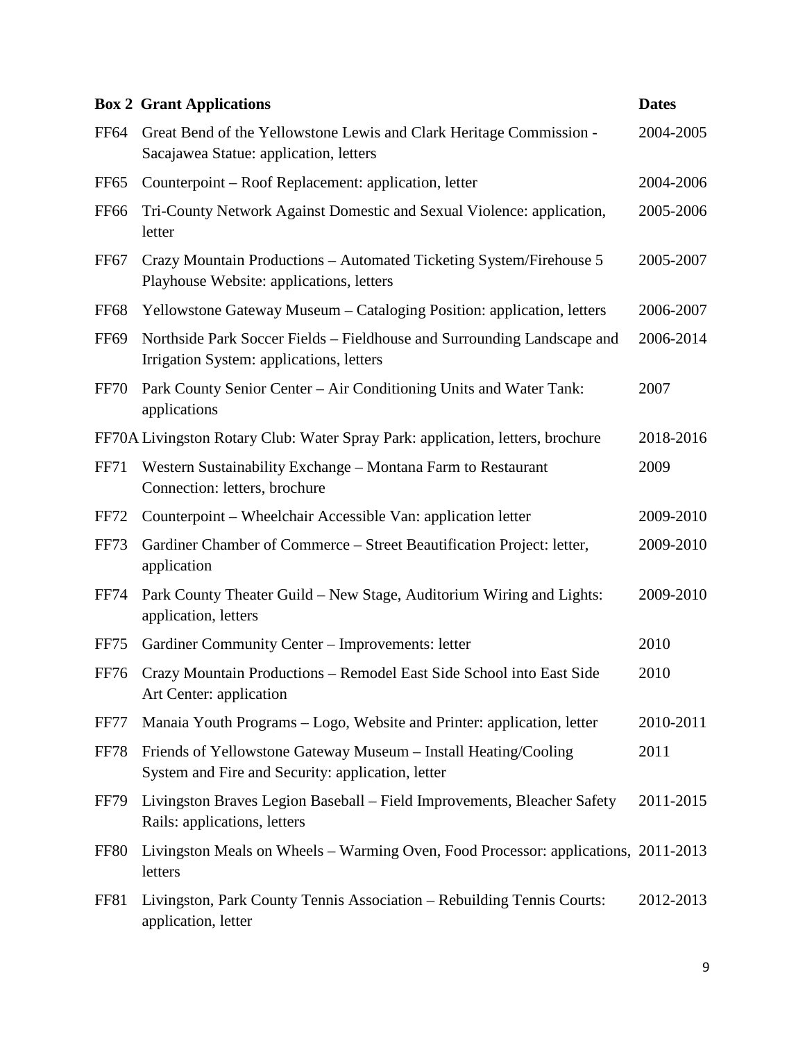| Box 2 | Grant Applications | Dates |
|---|---|---|
| FF64 | Great Bend of the Yellowstone Lewis and Clark Heritage Commission - Sacajawea Statue: application, letters | 2004-2005 |
| FF65 | Counterpoint – Roof Replacement: application, letter | 2004-2006 |
| FF66 | Tri-County Network Against Domestic and Sexual Violence: application, letter | 2005-2006 |
| FF67 | Crazy Mountain Productions – Automated Ticketing System/Firehouse 5 Playhouse Website: applications, letters | 2005-2007 |
| FF68 | Yellowstone Gateway Museum – Cataloging Position: application, letters | 2006-2007 |
| FF69 | Northside Park Soccer Fields – Fieldhouse and Surrounding Landscape and Irrigation System: applications, letters | 2006-2014 |
| FF70 | Park County Senior Center – Air Conditioning Units and Water Tank: applications | 2007 |
| FF70A | Livingston Rotary Club: Water Spray Park: application, letters, brochure | 2018-2016 |
| FF71 | Western Sustainability Exchange – Montana Farm to Restaurant Connection: letters, brochure | 2009 |
| FF72 | Counterpoint – Wheelchair Accessible Van: application letter | 2009-2010 |
| FF73 | Gardiner Chamber of Commerce – Street Beautification Project: letter, application | 2009-2010 |
| FF74 | Park County Theater Guild – New Stage, Auditorium Wiring and Lights: application, letters | 2009-2010 |
| FF75 | Gardiner Community Center – Improvements: letter | 2010 |
| FF76 | Crazy Mountain Productions – Remodel East Side School into East Side Art Center: application | 2010 |
| FF77 | Manaia Youth Programs – Logo, Website and Printer: application, letter | 2010-2011 |
| FF78 | Friends of Yellowstone Gateway Museum – Install Heating/Cooling System and Fire and Security: application, letter | 2011 |
| FF79 | Livingston Braves Legion Baseball – Field Improvements, Bleacher Safety Rails: applications, letters | 2011-2015 |
| FF80 | Livingston Meals on Wheels – Warming Oven, Food Processor: applications, letters | 2011-2013 |
| FF81 | Livingston, Park County Tennis Association – Rebuilding Tennis Courts: application, letter | 2012-2013 |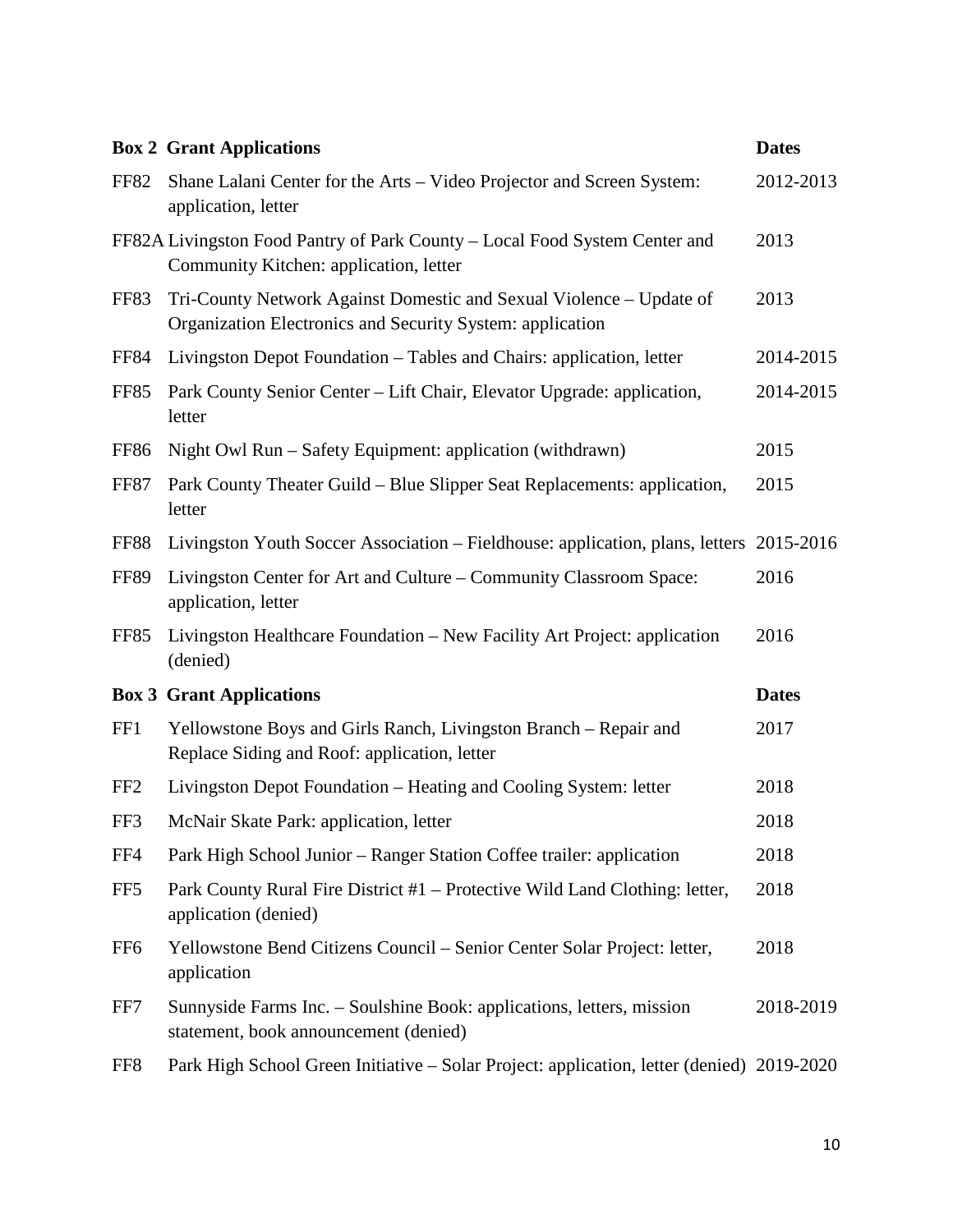| | Box 2 Grant Applications | Dates |
|---|---|---|
| FF82 | Shane Lalani Center for the Arts – Video Projector and Screen System: application, letter | 2012-2013 |
| FF82A | Livingston Food Pantry of Park County – Local Food System Center and Community Kitchen: application, letter | 2013 |
| FF83 | Tri-County Network Against Domestic and Sexual Violence – Update of Organization Electronics and Security System: application | 2013 |
| FF84 | Livingston Depot Foundation – Tables and Chairs: application, letter | 2014-2015 |
| FF85 | Park County Senior Center – Lift Chair, Elevator Upgrade: application, letter | 2014-2015 |
| FF86 | Night Owl Run – Safety Equipment: application (withdrawn) | 2015 |
| FF87 | Park County Theater Guild – Blue Slipper Seat Replacements: application, letter | 2015 |
| FF88 | Livingston Youth Soccer Association – Fieldhouse: application, plans, letters | 2015-2016 |
| FF89 | Livingston Center for Art and Culture – Community Classroom Space: application, letter | 2016 |
| FF85 | Livingston Healthcare Foundation – New Facility Art Project: application (denied) | 2016 |
| | **Box 3 Grant Applications** | **Dates** |
| FF1 | Yellowstone Boys and Girls Ranch, Livingston Branch – Repair and Replace Siding and Roof: application, letter | 2017 |
| FF2 | Livingston Depot Foundation – Heating and Cooling System: letter | 2018 |
| FF3 | McNair Skate Park: application, letter | 2018 |
| FF4 | Park High School Junior – Ranger Station Coffee trailer: application | 2018 |
| FF5 | Park County Rural Fire District #1 – Protective Wild Land Clothing: letter, application (denied) | 2018 |
| FF6 | Yellowstone Bend Citizens Council – Senior Center Solar Project: letter, application | 2018 |
| FF7 | Sunnyside Farms Inc. – Soulshine Book: applications, letters, mission statement, book announcement (denied) | 2018-2019 |
| FF8 | Park High School Green Initiative – Solar Project: application, letter (denied) | 2019-2020 |